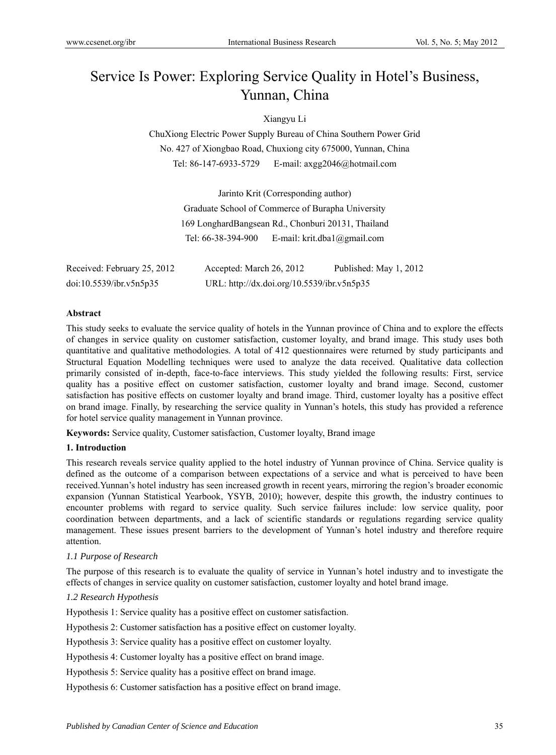# Service Is Power: Exploring Service Quality in Hotel's Business, Yunnan, China

Xiangyu Li

ChuXiong Electric Power Supply Bureau of China Southern Power Grid
No. 427 of Xiongbao Road, Chuxiong city 675000, Yunnan, China
Tel: 86-147-6933-5729 E-mail: axgg2046@hotmail.com

Jarinto Krit (Corresponding author)
Graduate School of Commerce of Burapha University
169 LonghardBangsean Rd., Chonburi 20131, Thailand
Tel: 66-38-394-900 E-mail: krit.dba1@gmail.com

Received: February 25, 2012 Accepted: March 26, 2012 Published: May 1, 2012
doi:10.5539/ibr.v5n5p35 URL: http://dx.doi.org/10.5539/ibr.v5n5p35

**Abstract**

This study seeks to evaluate the service quality of hotels in the Yunnan province of China and to explore the effects of changes in service quality on customer satisfaction, customer loyalty, and brand image. This study uses both quantitative and qualitative methodologies. A total of 412 questionnaires were returned by study participants and Structural Equation Modelling techniques were used to analyze the data received. Qualitative data collection primarily consisted of in-depth, face-to-face interviews. This study yielded the following results: First, service quality has a positive effect on customer satisfaction, customer loyalty and brand image. Second, customer satisfaction has positive effects on customer loyalty and brand image. Third, customer loyalty has a positive effect on brand image. Finally, by researching the service quality in Yunnan's hotels, this study has provided a reference for hotel service quality management in Yunnan province.

**Keywords:** Service quality, Customer satisfaction, Customer loyalty, Brand image

## 1. Introduction

This research reveals service quality applied to the hotel industry of Yunnan province of China. Service quality is defined as the outcome of a comparison between expectations of a service and what is perceived to have been received.Yunnan's hotel industry has seen increased growth in recent years, mirroring the region's broader economic expansion (Yunnan Statistical Yearbook, YSYB, 2010); however, despite this growth, the industry continues to encounter problems with regard to service quality. Such service failures include: low service quality, poor coordination between departments, and a lack of scientific standards or regulations regarding service quality management. These issues present barriers to the development of Yunnan's hotel industry and therefore require attention.

### *1.1 Purpose of Research*

The purpose of this research is to evaluate the quality of service in Yunnan's hotel industry and to investigate the effects of changes in service quality on customer satisfaction, customer loyalty and hotel brand image.

### *1.2 Research Hypothesis*

Hypothesis 1: Service quality has a positive effect on customer satisfaction.

Hypothesis 2: Customer satisfaction has a positive effect on customer loyalty.

Hypothesis 3: Service quality has a positive effect on customer loyalty.

Hypothesis 4: Customer loyalty has a positive effect on brand image.

Hypothesis 5: Service quality has a positive effect on brand image.

Hypothesis 6: Customer satisfaction has a positive effect on brand image.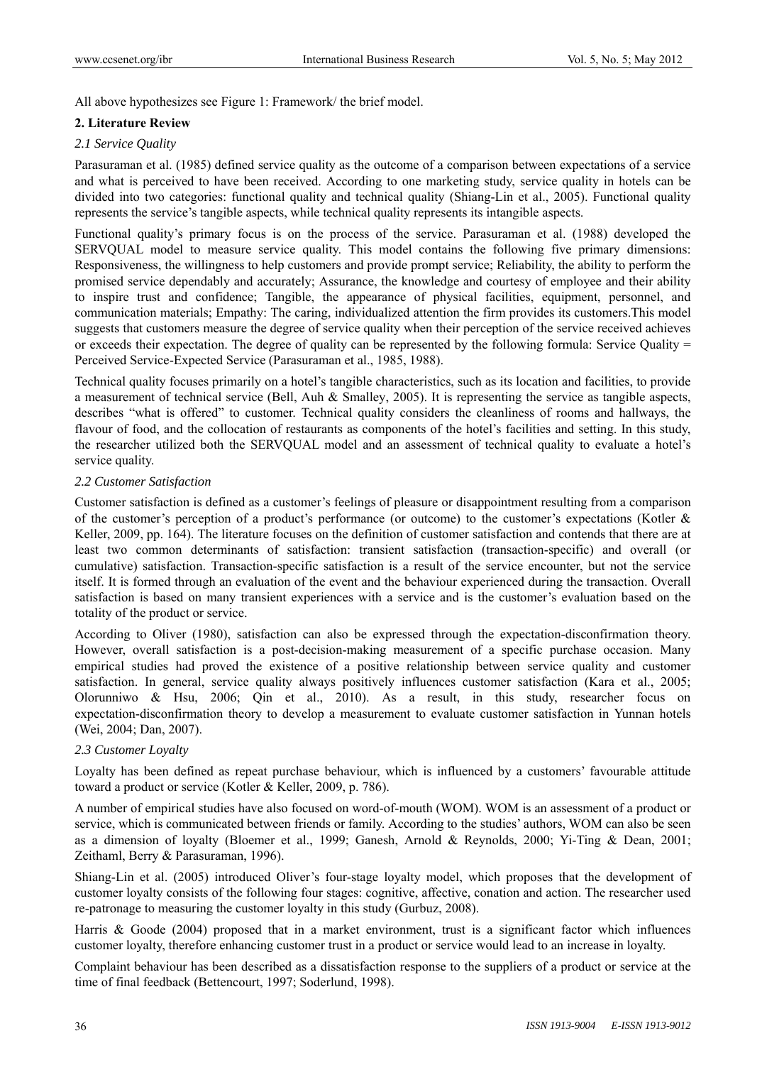All above hypothesizes see Figure 1: Framework/ the brief model.

## 2. Literature Review

### *2.1 Service Quality*

Parasuraman et al. (1985) defined service quality as the outcome of a comparison between expectations of a service and what is perceived to have been received. According to one marketing study, service quality in hotels can be divided into two categories: functional quality and technical quality (Shiang-Lin et al., 2005). Functional quality represents the service's tangible aspects, while technical quality represents its intangible aspects.

Functional quality's primary focus is on the process of the service. Parasuraman et al. (1988) developed the SERVQUAL model to measure service quality. This model contains the following five primary dimensions: Responsiveness, the willingness to help customers and provide prompt service; Reliability, the ability to perform the promised service dependably and accurately; Assurance, the knowledge and courtesy of employee and their ability to inspire trust and confidence; Tangible, the appearance of physical facilities, equipment, personnel, and communication materials; Empathy: The caring, individualized attention the firm provides its customers.This model suggests that customers measure the degree of service quality when their perception of the service received achieves or exceeds their expectation. The degree of quality can be represented by the following formula: Service Quality = Perceived Service-Expected Service (Parasuraman et al., 1985, 1988).

Technical quality focuses primarily on a hotel's tangible characteristics, such as its location and facilities, to provide a measurement of technical service (Bell, Auh & Smalley, 2005). It is representing the service as tangible aspects, describes "what is offered" to customer. Technical quality considers the cleanliness of rooms and hallways, the flavour of food, and the collocation of restaurants as components of the hotel's facilities and setting. In this study, the researcher utilized both the SERVQUAL model and an assessment of technical quality to evaluate a hotel's service quality.

### *2.2 Customer Satisfaction*

Customer satisfaction is defined as a customer's feelings of pleasure or disappointment resulting from a comparison of the customer's perception of a product's performance (or outcome) to the customer's expectations (Kotler & Keller, 2009, pp. 164). The literature focuses on the definition of customer satisfaction and contends that there are at least two common determinants of satisfaction: transient satisfaction (transaction-specific) and overall (or cumulative) satisfaction. Transaction-specific satisfaction is a result of the service encounter, but not the service itself. It is formed through an evaluation of the event and the behaviour experienced during the transaction. Overall satisfaction is based on many transient experiences with a service and is the customer's evaluation based on the totality of the product or service.

According to Oliver (1980), satisfaction can also be expressed through the expectation-disconfirmation theory. However, overall satisfaction is a post-decision-making measurement of a specific purchase occasion. Many empirical studies had proved the existence of a positive relationship between service quality and customer satisfaction. In general, service quality always positively influences customer satisfaction (Kara et al., 2005; Olorunniwo & Hsu, 2006; Qin et al., 2010). As a result, in this study, researcher focus on expectation-disconfirmation theory to develop a measurement to evaluate customer satisfaction in Yunnan hotels (Wei, 2004; Dan, 2007).

### *2.3 Customer Loyalty*

Loyalty has been defined as repeat purchase behaviour, which is influenced by a customers' favourable attitude toward a product or service (Kotler & Keller, 2009, p. 786).

A number of empirical studies have also focused on word-of-mouth (WOM). WOM is an assessment of a product or service, which is communicated between friends or family. According to the studies' authors, WOM can also be seen as a dimension of loyalty (Bloemer et al., 1999; Ganesh, Arnold & Reynolds, 2000; Yi-Ting & Dean, 2001; Zeithaml, Berry & Parasuraman, 1996).

Shiang-Lin et al. (2005) introduced Oliver's four-stage loyalty model, which proposes that the development of customer loyalty consists of the following four stages: cognitive, affective, conation and action. The researcher used re-patronage to measuring the customer loyalty in this study (Gurbuz, 2008).

Harris & Goode (2004) proposed that in a market environment, trust is a significant factor which influences customer loyalty, therefore enhancing customer trust in a product or service would lead to an increase in loyalty.

Complaint behaviour has been described as a dissatisfaction response to the suppliers of a product or service at the time of final feedback (Bettencourt, 1997; Soderlund, 1998).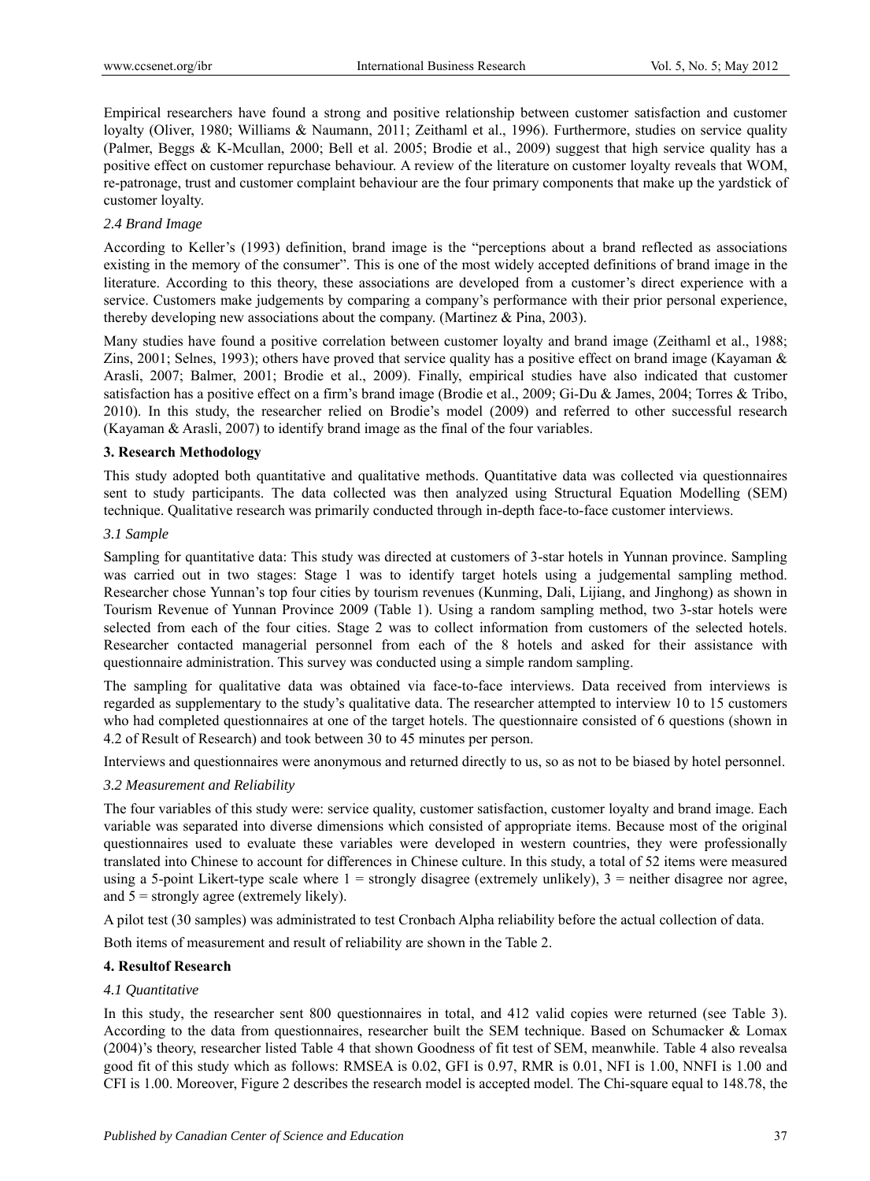Empirical researchers have found a strong and positive relationship between customer satisfaction and customer loyalty (Oliver, 1980; Williams & Naumann, 2011; Zeithaml et al., 1996). Furthermore, studies on service quality (Palmer, Beggs & K-Mcullan, 2000; Bell et al. 2005; Brodie et al., 2009) suggest that high service quality has a positive effect on customer repurchase behaviour. A review of the literature on customer loyalty reveals that WOM, re-patronage, trust and customer complaint behaviour are the four primary components that make up the yardstick of customer loyalty.

### *2.4 Brand Image*

According to Keller's (1993) definition, brand image is the "perceptions about a brand reflected as associations existing in the memory of the consumer". This is one of the most widely accepted definitions of brand image in the literature. According to this theory, these associations are developed from a customer's direct experience with a service. Customers make judgements by comparing a company's performance with their prior personal experience, thereby developing new associations about the company. (Martinez & Pina, 2003).

Many studies have found a positive correlation between customer loyalty and brand image (Zeithaml et al., 1988; Zins, 2001; Selnes, 1993); others have proved that service quality has a positive effect on brand image (Kayaman & Arasli, 2007; Balmer, 2001; Brodie et al., 2009). Finally, empirical studies have also indicated that customer satisfaction has a positive effect on a firm's brand image (Brodie et al., 2009; Gi-Du & James, 2004; Torres & Tribo, 2010). In this study, the researcher relied on Brodie's model (2009) and referred to other successful research (Kayaman & Arasli, 2007) to identify brand image as the final of the four variables.

## 3. Research Methodology

This study adopted both quantitative and qualitative methods. Quantitative data was collected via questionnaires sent to study participants. The data collected was then analyzed using Structural Equation Modelling (SEM) technique. Qualitative research was primarily conducted through in-depth face-to-face customer interviews.

### *3.1 Sample*

Sampling for quantitative data: This study was directed at customers of 3-star hotels in Yunnan province. Sampling was carried out in two stages: Stage 1 was to identify target hotels using a judgemental sampling method. Researcher chose Yunnan's top four cities by tourism revenues (Kunming, Dali, Lijiang, and Jinghong) as shown in Tourism Revenue of Yunnan Province 2009 (Table 1). Using a random sampling method, two 3-star hotels were selected from each of the four cities. Stage 2 was to collect information from customers of the selected hotels. Researcher contacted managerial personnel from each of the 8 hotels and asked for their assistance with questionnaire administration. This survey was conducted using a simple random sampling.

The sampling for qualitative data was obtained via face-to-face interviews. Data received from interviews is regarded as supplementary to the study's qualitative data. The researcher attempted to interview 10 to 15 customers who had completed questionnaires at one of the target hotels. The questionnaire consisted of 6 questions (shown in 4.2 of Result of Research) and took between 30 to 45 minutes per person.

Interviews and questionnaires were anonymous and returned directly to us, so as not to be biased by hotel personnel.

### *3.2 Measurement and Reliability*

The four variables of this study were: service quality, customer satisfaction, customer loyalty and brand image. Each variable was separated into diverse dimensions which consisted of appropriate items. Because most of the original questionnaires used to evaluate these variables were developed in western countries, they were professionally translated into Chinese to account for differences in Chinese culture. In this study, a total of 52 items were measured using a 5-point Likert-type scale where 1 = strongly disagree (extremely unlikely), 3 = neither disagree nor agree, and 5 = strongly agree (extremely likely).

A pilot test (30 samples) was administrated to test Cronbach Alpha reliability before the actual collection of data.

Both items of measurement and result of reliability are shown in the Table 2.

## 4. Resultof Research

### *4.1 Quantitative*

In this study, the researcher sent 800 questionnaires in total, and 412 valid copies were returned (see Table 3). According to the data from questionnaires, researcher built the SEM technique. Based on Schumacker & Lomax (2004)'s theory, researcher listed Table 4 that shown Goodness of fit test of SEM, meanwhile. Table 4 also revealsa good fit of this study which as follows: RMSEA is 0.02, GFI is 0.97, RMR is 0.01, NFI is 1.00, NNFI is 1.00 and CFI is 1.00. Moreover, Figure 2 describes the research model is accepted model. The Chi-square equal to 148.78, the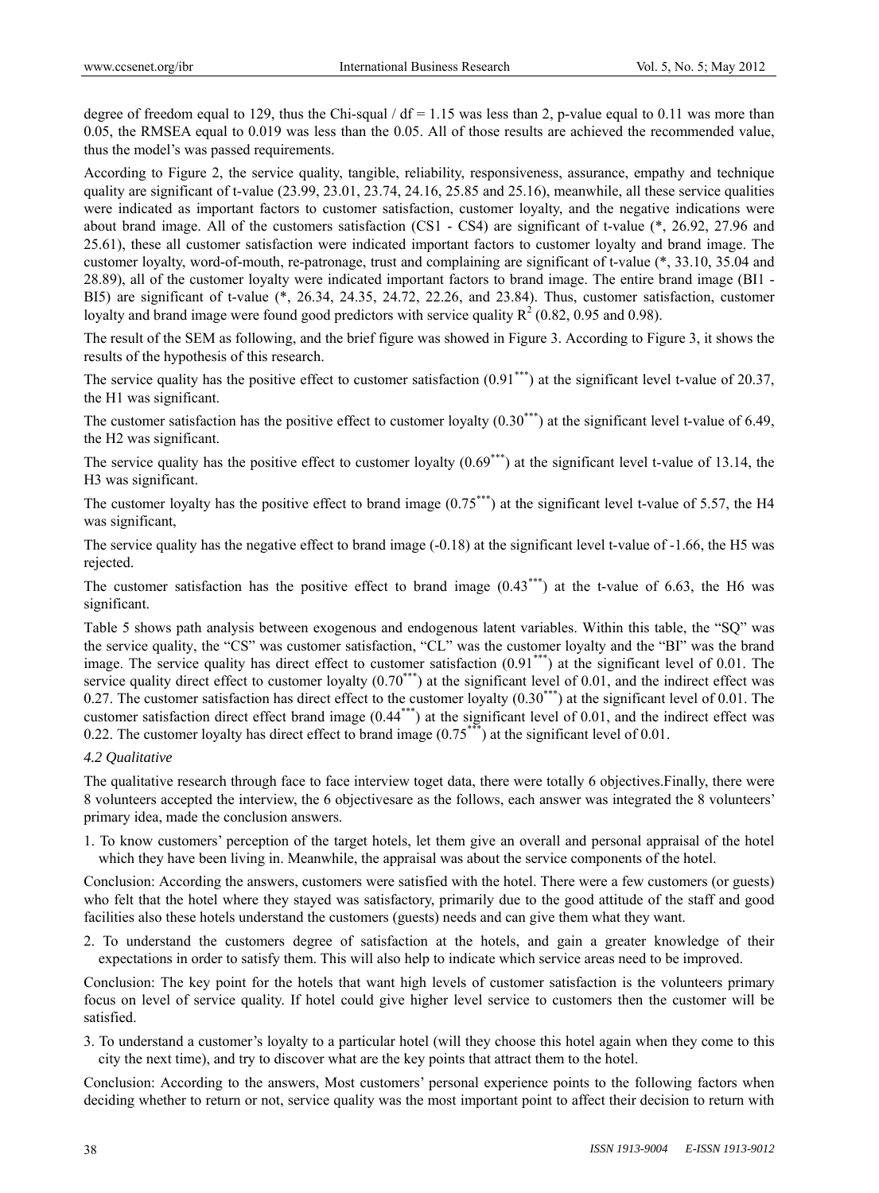degree of freedom equal to 129, thus the Chi-squal / df = 1.15 was less than 2, p-value equal to 0.11 was more than 0.05, the RMSEA equal to 0.019 was less than the 0.05. All of those results are achieved the recommended value, thus the model's was passed requirements.

According to Figure 2, the service quality, tangible, reliability, responsiveness, assurance, empathy and technique quality are significant of t-value (23.99, 23.01, 23.74, 24.16, 25.85 and 25.16), meanwhile, all these service qualities were indicated as important factors to customer satisfaction, customer loyalty, and the negative indications were about brand image. All of the customers satisfaction (CS1 - CS4) are significant of t-value (*, 26.92, 27.96 and 25.61), these all customer satisfaction were indicated important factors to customer loyalty and brand image. The customer loyalty, word-of-mouth, re-patronage, trust and complaining are significant of t-value (*, 33.10, 35.04 and 28.89), all of the customer loyalty were indicated important factors to brand image. The entire brand image (BI1 - BI5) are significant of t-value (*, 26.34, 24.35, 24.72, 22.26, and 23.84). Thus, customer satisfaction, customer loyalty and brand image were found good predictors with service quality $R^2$ (0.82, 0.95 and 0.98).

The result of the SEM as following, and the brief figure was showed in Figure 3. According to Figure 3, it shows the results of the hypothesis of this research.

The service quality has the positive effect to customer satisfaction ($0.91^{***}$) at the significant level t-value of 20.37, the H1 was significant.

The customer satisfaction has the positive effect to customer loyalty ($0.30^{***}$) at the significant level t-value of 6.49, the H2 was significant.

The service quality has the positive effect to customer loyalty ($0.69^{***}$) at the significant level t-value of 13.14, the H3 was significant.

The customer loyalty has the positive effect to brand image ($0.75^{***}$) at the significant level t-value of 5.57, the H4 was significant,

The service quality has the negative effect to brand image (-0.18) at the significant level t-value of -1.66, the H5 was rejected.

The customer satisfaction has the positive effect to brand image ($0.43^{***}$) at the t-value of 6.63, the H6 was significant.

Table 5 shows path analysis between exogenous and endogenous latent variables. Within this table, the "SQ" was the service quality, the "CS" was customer satisfaction, "CL" was the customer loyalty and the "BI" was the brand image. The service quality has direct effect to customer satisfaction ($0.91^{***}$) at the significant level of 0.01. The service quality direct effect to customer loyalty ($0.70^{***}$) at the significant level of 0.01, and the indirect effect was 0.27. The customer satisfaction has direct effect to the customer loyalty ($0.30^{***}$) at the significant level of 0.01. The customer satisfaction direct effect brand image ($0.44^{***}$) at the significant level of 0.01, and the indirect effect was 0.22. The customer loyalty has direct effect to brand image ($0.75^{***}$) at the significant level of 0.01.

### *4.2 Qualitative*

The qualitative research through face to face interview toget data, there were totally 6 objectives.Finally, there were 8 volunteers accepted the interview, the 6 objectivesare as the follows, each answer was integrated the 8 volunteers' primary idea, made the conclusion answers.

1. To know customers' perception of the target hotels, let them give an overall and personal appraisal of the hotel which they have been living in. Meanwhile, the appraisal was about the service components of the hotel.

Conclusion: According the answers, customers were satisfied with the hotel. There were a few customers (or guests) who felt that the hotel where they stayed was satisfactory, primarily due to the good attitude of the staff and good facilities also these hotels understand the customers (guests) needs and can give them what they want.

2. To understand the customers degree of satisfaction at the hotels, and gain a greater knowledge of their expectations in order to satisfy them. This will also help to indicate which service areas need to be improved.

Conclusion: The key point for the hotels that want high levels of customer satisfaction is the volunteers primary focus on level of service quality. If hotel could give higher level service to customers then the customer will be satisfied.

3. To understand a customer's loyalty to a particular hotel (will they choose this hotel again when they come to this city the next time), and try to discover what are the key points that attract them to the hotel.

Conclusion: According to the answers, Most customers' personal experience points to the following factors when deciding whether to return or not, service quality was the most important point to affect their decision to return with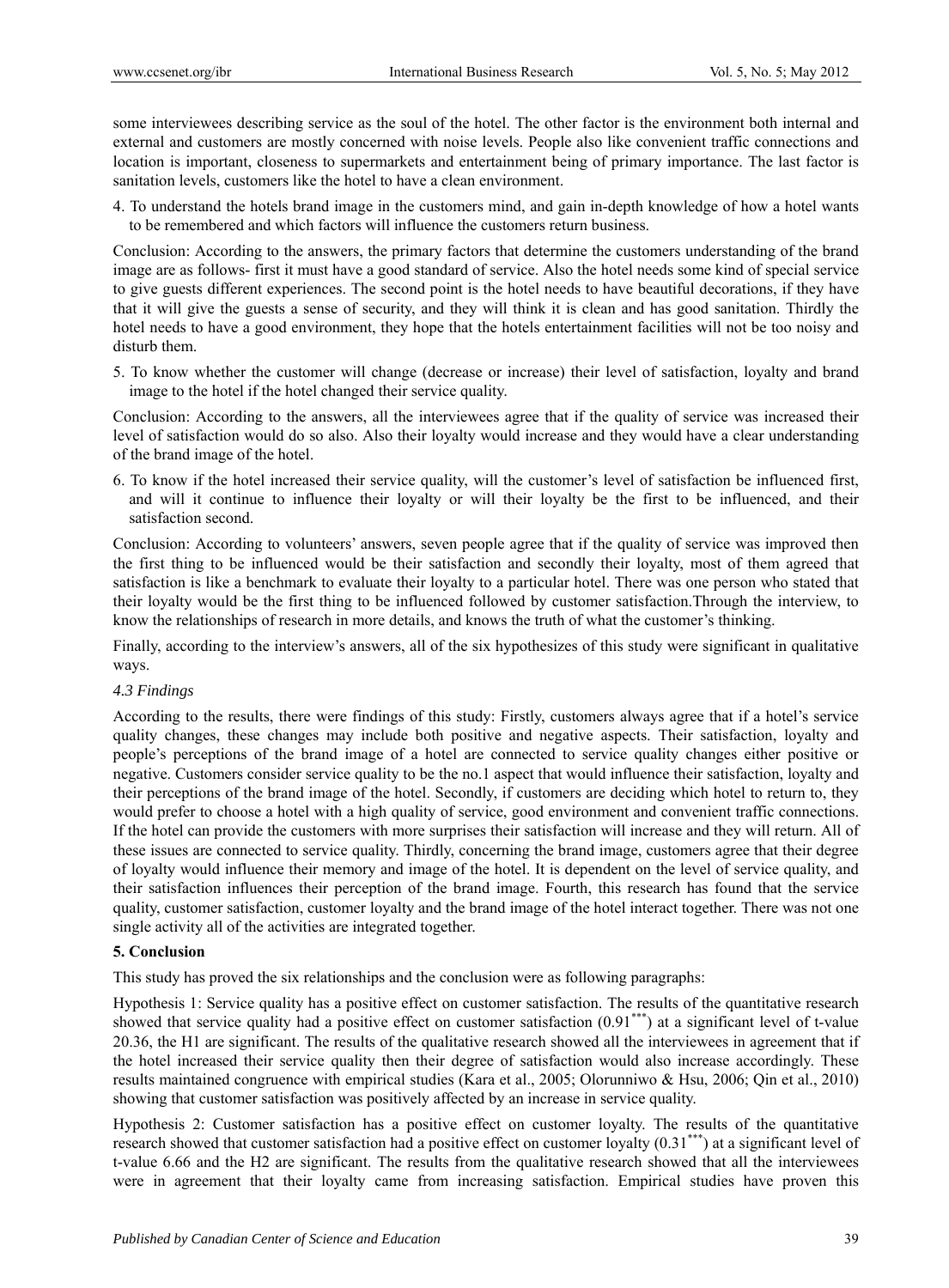some interviewees describing service as the soul of the hotel. The other factor is the environment both internal and external and customers are mostly concerned with noise levels. People also like convenient traffic connections and location is important, closeness to supermarkets and entertainment being of primary importance. The last factor is sanitation levels, customers like the hotel to have a clean environment.

4. To understand the hotels brand image in the customers mind, and gain in-depth knowledge of how a hotel wants to be remembered and which factors will influence the customers return business.

Conclusion: According to the answers, the primary factors that determine the customers understanding of the brand image are as follows- first it must have a good standard of service. Also the hotel needs some kind of special service to give guests different experiences. The second point is the hotel needs to have beautiful decorations, if they have that it will give the guests a sense of security, and they will think it is clean and has good sanitation. Thirdly the hotel needs to have a good environment, they hope that the hotels entertainment facilities will not be too noisy and disturb them.

5. To know whether the customer will change (decrease or increase) their level of satisfaction, loyalty and brand image to the hotel if the hotel changed their service quality.

Conclusion: According to the answers, all the interviewees agree that if the quality of service was increased their level of satisfaction would do so also. Also their loyalty would increase and they would have a clear understanding of the brand image of the hotel.

6. To know if the hotel increased their service quality, will the customer's level of satisfaction be influenced first, and will it continue to influence their loyalty or will their loyalty be the first to be influenced, and their satisfaction second.

Conclusion: According to volunteers' answers, seven people agree that if the quality of service was improved then the first thing to be influenced would be their satisfaction and secondly their loyalty, most of them agreed that satisfaction is like a benchmark to evaluate their loyalty to a particular hotel. There was one person who stated that their loyalty would be the first thing to be influenced followed by customer satisfaction.Through the interview, to know the relationships of research in more details, and knows the truth of what the customer's thinking.

Finally, according to the interview's answers, all of the six hypothesizes of this study were significant in qualitative ways.

### *4.3 Findings*

According to the results, there were findings of this study: Firstly, customers always agree that if a hotel's service quality changes, these changes may include both positive and negative aspects. Their satisfaction, loyalty and people's perceptions of the brand image of a hotel are connected to service quality changes either positive or negative. Customers consider service quality to be the no.1 aspect that would influence their satisfaction, loyalty and their perceptions of the brand image of the hotel. Secondly, if customers are deciding which hotel to return to, they would prefer to choose a hotel with a high quality of service, good environment and convenient traffic connections. If the hotel can provide the customers with more surprises their satisfaction will increase and they will return. All of these issues are connected to service quality. Thirdly, concerning the brand image, customers agree that their degree of loyalty would influence their memory and image of the hotel. It is dependent on the level of service quality, and their satisfaction influences their perception of the brand image. Fourth, this research has found that the service quality, customer satisfaction, customer loyalty and the brand image of the hotel interact together. There was not one single activity all of the activities are integrated together.

## **5. Conclusion**

This study has proved the six relationships and the conclusion were as following paragraphs:

Hypothesis 1: Service quality has a positive effect on customer satisfaction. The results of the quantitative research showed that service quality had a positive effect on customer satisfaction ($0.91^{***}$) at a significant level of t-value 20.36, the H1 are significant. The results of the qualitative research showed all the interviewees in agreement that if the hotel increased their service quality then their degree of satisfaction would also increase accordingly. These results maintained congruence with empirical studies (Kara et al., 2005; Olorunniwo & Hsu, 2006; Qin et al., 2010) showing that customer satisfaction was positively affected by an increase in service quality.

Hypothesis 2: Customer satisfaction has a positive effect on customer loyalty. The results of the quantitative research showed that customer satisfaction had a positive effect on customer loyalty ($0.31^{***}$) at a significant level of t-value 6.66 and the H2 are significant. The results from the qualitative research showed that all the interviewees were in agreement that their loyalty came from increasing satisfaction. Empirical studies have proven this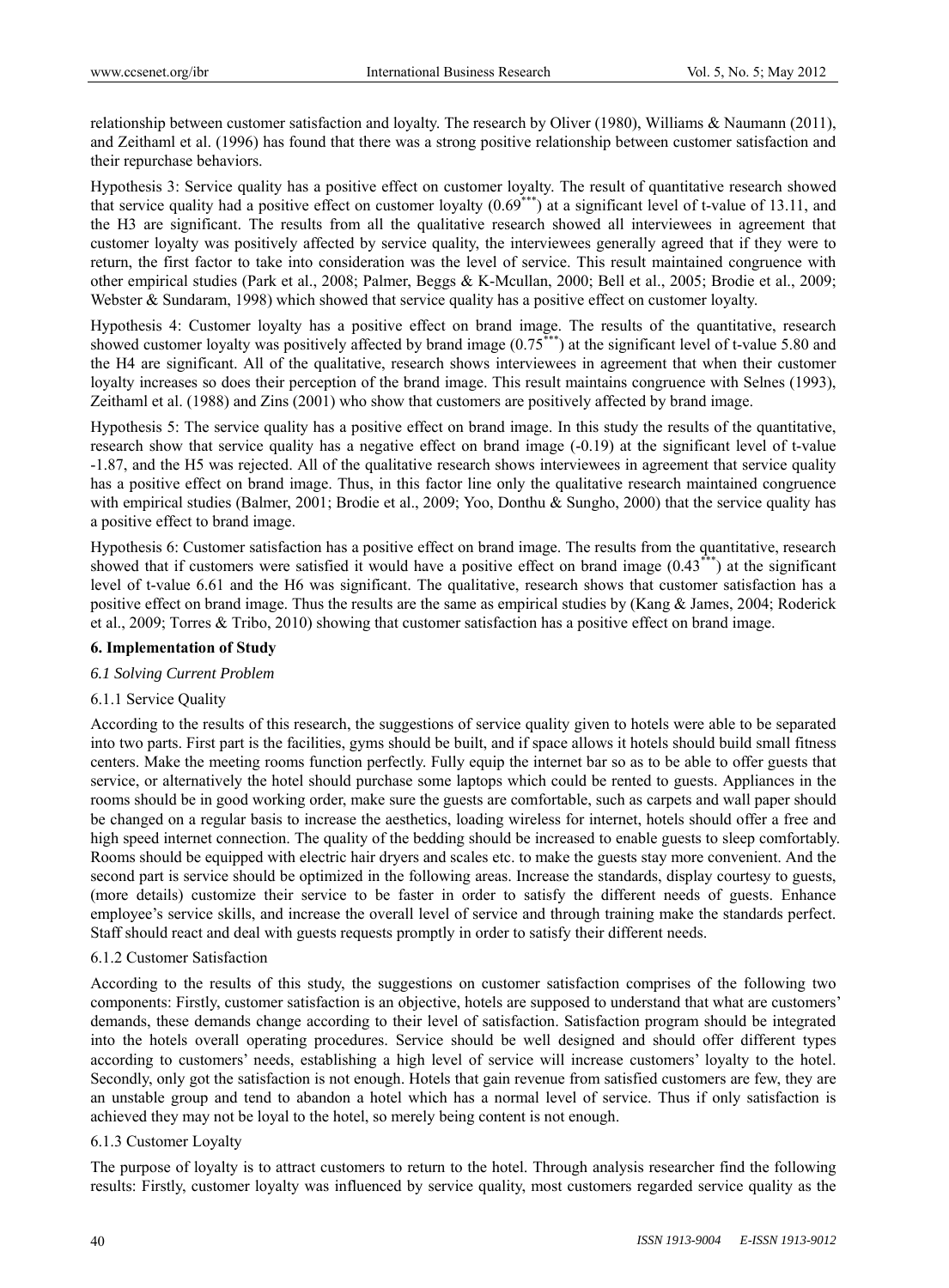relationship between customer satisfaction and loyalty. The research by Oliver (1980), Williams & Naumann (2011), and Zeithaml et al. (1996) has found that there was a strong positive relationship between customer satisfaction and their repurchase behaviors.

Hypothesis 3: Service quality has a positive effect on customer loyalty. The result of quantitative research showed that service quality had a positive effect on customer loyalty ($0.69^{***}$) at a significant level of t-value of 13.11, and the H3 are significant. The results from all the qualitative research showed all interviewees in agreement that customer loyalty was positively affected by service quality, the interviewees generally agreed that if they were to return, the first factor to take into consideration was the level of service. This result maintained congruence with other empirical studies (Park et al., 2008; Palmer, Beggs & K-Mcullan, 2000; Bell et al., 2005; Brodie et al., 2009; Webster & Sundaram, 1998) which showed that service quality has a positive effect on customer loyalty.

Hypothesis 4: Customer loyalty has a positive effect on brand image. The results of the quantitative, research showed customer loyalty was positively affected by brand image ($0.75^{***}$) at the significant level of t-value 5.80 and the H4 are significant. All of the qualitative, research shows interviewees in agreement that when their customer loyalty increases so does their perception of the brand image. This result maintains congruence with Selnes (1993), Zeithaml et al. (1988) and Zins (2001) who show that customers are positively affected by brand image.

Hypothesis 5: The service quality has a positive effect on brand image. In this study the results of the quantitative, research show that service quality has a negative effect on brand image (-0.19) at the significant level of t-value -1.87, and the H5 was rejected. All of the qualitative research shows interviewees in agreement that service quality has a positive effect on brand image. Thus, in this factor line only the qualitative research maintained congruence with empirical studies (Balmer, 2001; Brodie et al., 2009; Yoo, Donthu & Sungho, 2000) that the service quality has a positive effect to brand image.

Hypothesis 6: Customer satisfaction has a positive effect on brand image. The results from the quantitative, research showed that if customers were satisfied it would have a positive effect on brand image ($0.43^{***}$) at the significant level of t-value 6.61 and the H6 was significant. The qualitative, research shows that customer satisfaction has a positive effect on brand image. Thus the results are the same as empirical studies by (Kang & James, 2004; Roderick et al., 2009; Torres & Tribo, 2010) showing that customer satisfaction has a positive effect on brand image.

## 6. Implementation of Study

### *6.1 Solving Current Problem*

#### 6.1.1 Service Quality

According to the results of this research, the suggestions of service quality given to hotels were able to be separated into two parts. First part is the facilities, gyms should be built, and if space allows it hotels should build small fitness centers. Make the meeting rooms function perfectly. Fully equip the internet bar so as to be able to offer guests that service, or alternatively the hotel should purchase some laptops which could be rented to guests. Appliances in the rooms should be in good working order, make sure the guests are comfortable, such as carpets and wall paper should be changed on a regular basis to increase the aesthetics, loading wireless for internet, hotels should offer a free and high speed internet connection. The quality of the bedding should be increased to enable guests to sleep comfortably. Rooms should be equipped with electric hair dryers and scales etc. to make the guests stay more convenient. And the second part is service should be optimized in the following areas. Increase the standards, display courtesy to guests, (more details) customize their service to be faster in order to satisfy the different needs of guests. Enhance employee's service skills, and increase the overall level of service and through training make the standards perfect. Staff should react and deal with guests requests promptly in order to satisfy their different needs.

#### 6.1.2 Customer Satisfaction

According to the results of this study, the suggestions on customer satisfaction comprises of the following two components: Firstly, customer satisfaction is an objective, hotels are supposed to understand that what are customers' demands, these demands change according to their level of satisfaction. Satisfaction program should be integrated into the hotels overall operating procedures. Service should be well designed and should offer different types according to customers' needs, establishing a high level of service will increase customers' loyalty to the hotel. Secondly, only got the satisfaction is not enough. Hotels that gain revenue from satisfied customers are few, they are an unstable group and tend to abandon a hotel which has a normal level of service. Thus if only satisfaction is achieved they may not be loyal to the hotel, so merely being content is not enough.

#### 6.1.3 Customer Loyalty

The purpose of loyalty is to attract customers to return to the hotel. Through analysis researcher find the following results: Firstly, customer loyalty was influenced by service quality, most customers regarded service quality as the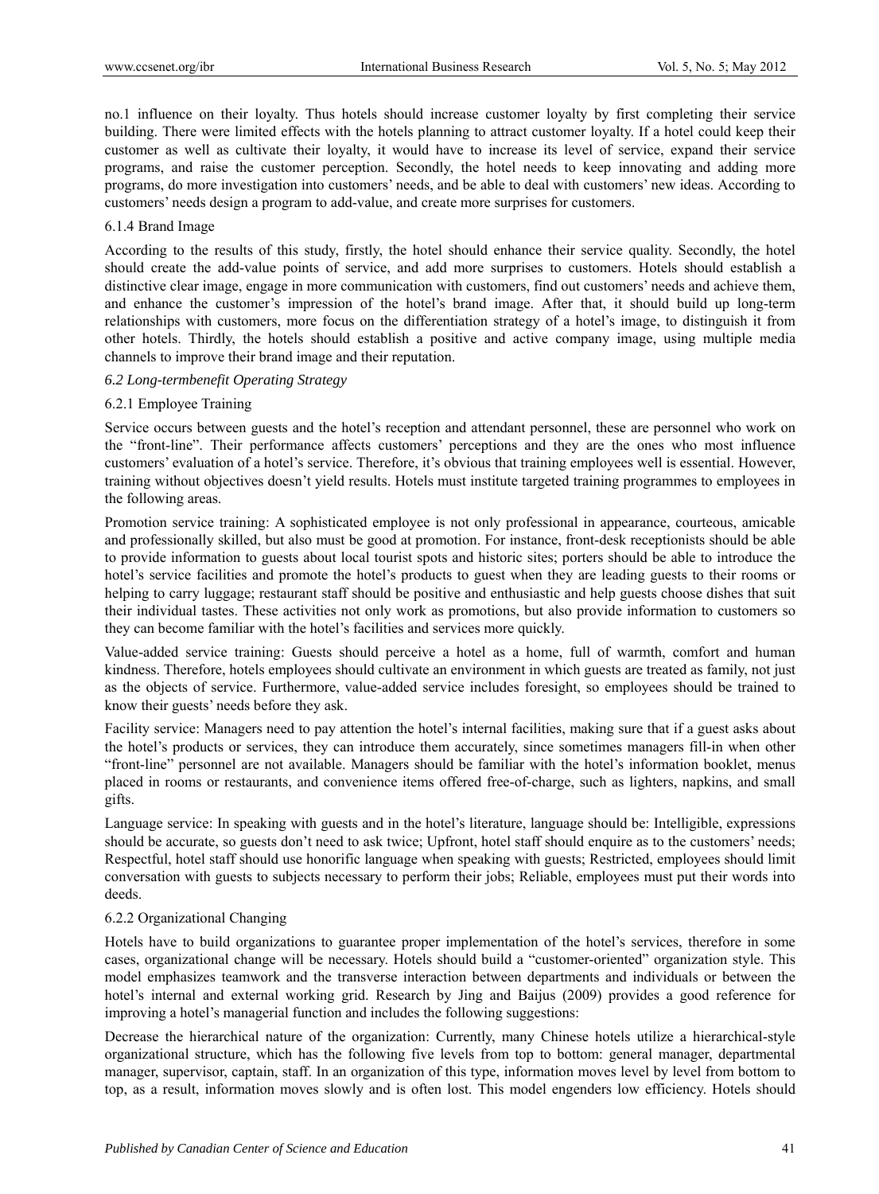no.1 influence on their loyalty. Thus hotels should increase customer loyalty by first completing their service building. There were limited effects with the hotels planning to attract customer loyalty. If a hotel could keep their customer as well as cultivate their loyalty, it would have to increase its level of service, expand their service programs, and raise the customer perception. Secondly, the hotel needs to keep innovating and adding more programs, do more investigation into customers' needs, and be able to deal with customers' new ideas. According to customers' needs design a program to add-value, and create more surprises for customers.

#### 6.1.4 Brand Image

According to the results of this study, firstly, the hotel should enhance their service quality. Secondly, the hotel should create the add-value points of service, and add more surprises to customers. Hotels should establish a distinctive clear image, engage in more communication with customers, find out customers' needs and achieve them, and enhance the customer's impression of the hotel's brand image. After that, it should build up long-term relationships with customers, more focus on the differentiation strategy of a hotel's image, to distinguish it from other hotels. Thirdly, the hotels should establish a positive and active company image, using multiple media channels to improve their brand image and their reputation.

### *6.2 Long-termbenefit Operating Strategy*

#### 6.2.1 Employee Training

Service occurs between guests and the hotel's reception and attendant personnel, these are personnel who work on the "front-line". Their performance affects customers' perceptions and they are the ones who most influence customers' evaluation of a hotel's service. Therefore, it's obvious that training employees well is essential. However, training without objectives doesn't yield results. Hotels must institute targeted training programmes to employees in the following areas.

Promotion service training: A sophisticated employee is not only professional in appearance, courteous, amicable and professionally skilled, but also must be good at promotion. For instance, front-desk receptionists should be able to provide information to guests about local tourist spots and historic sites; porters should be able to introduce the hotel's service facilities and promote the hotel's products to guest when they are leading guests to their rooms or helping to carry luggage; restaurant staff should be positive and enthusiastic and help guests choose dishes that suit their individual tastes. These activities not only work as promotions, but also provide information to customers so they can become familiar with the hotel's facilities and services more quickly.

Value-added service training: Guests should perceive a hotel as a home, full of warmth, comfort and human kindness. Therefore, hotels employees should cultivate an environment in which guests are treated as family, not just as the objects of service. Furthermore, value-added service includes foresight, so employees should be trained to know their guests' needs before they ask.

Facility service: Managers need to pay attention the hotel's internal facilities, making sure that if a guest asks about the hotel's products or services, they can introduce them accurately, since sometimes managers fill-in when other "front-line" personnel are not available. Managers should be familiar with the hotel's information booklet, menus placed in rooms or restaurants, and convenience items offered free-of-charge, such as lighters, napkins, and small gifts.

Language service: In speaking with guests and in the hotel's literature, language should be: Intelligible, expressions should be accurate, so guests don't need to ask twice; Upfront, hotel staff should enquire as to the customers' needs; Respectful, hotel staff should use honorific language when speaking with guests; Restricted, employees should limit conversation with guests to subjects necessary to perform their jobs; Reliable, employees must put their words into deeds.

#### 6.2.2 Organizational Changing

Hotels have to build organizations to guarantee proper implementation of the hotel's services, therefore in some cases, organizational change will be necessary. Hotels should build a "customer-oriented" organization style. This model emphasizes teamwork and the transverse interaction between departments and individuals or between the hotel's internal and external working grid. Research by Jing and Baijus (2009) provides a good reference for improving a hotel's managerial function and includes the following suggestions:

Decrease the hierarchical nature of the organization: Currently, many Chinese hotels utilize a hierarchical-style organizational structure, which has the following five levels from top to bottom: general manager, departmental manager, supervisor, captain, staff. In an organization of this type, information moves level by level from bottom to top, as a result, information moves slowly and is often lost. This model engenders low efficiency. Hotels should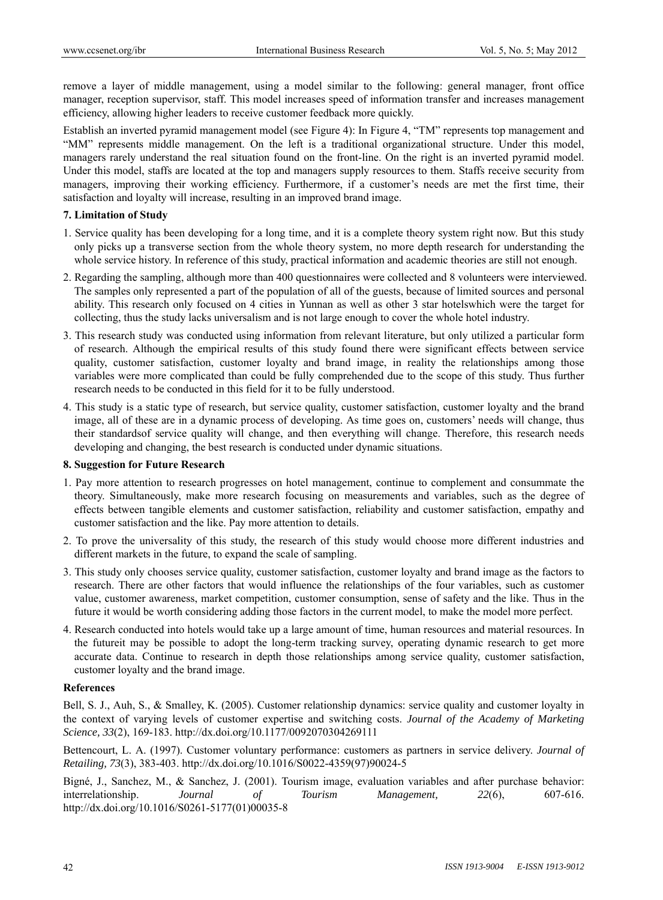remove a layer of middle management, using a model similar to the following: general manager, front office manager, reception supervisor, staff. This model increases speed of information transfer and increases management efficiency, allowing higher leaders to receive customer feedback more quickly.

Establish an inverted pyramid management model (see Figure 4): In Figure 4, "TM" represents top management and "MM" represents middle management. On the left is a traditional organizational structure. Under this model, managers rarely understand the real situation found on the front-line. On the right is an inverted pyramid model. Under this model, staffs are located at the top and managers supply resources to them. Staffs receive security from managers, improving their working efficiency. Furthermore, if a customer's needs are met the first time, their satisfaction and loyalty will increase, resulting in an improved brand image.

### 7. Limitation of Study

1. Service quality has been developing for a long time, and it is a complete theory system right now. But this study only picks up a transverse section from the whole theory system, no more depth research for understanding the whole service history. In reference of this study, practical information and academic theories are still not enough.
2. Regarding the sampling, although more than 400 questionnaires were collected and 8 volunteers were interviewed. The samples only represented a part of the population of all of the guests, because of limited sources and personal ability. This research only focused on 4 cities in Yunnan as well as other 3 star hotelswhich were the target for collecting, thus the study lacks universalism and is not large enough to cover the whole hotel industry.
3. This research study was conducted using information from relevant literature, but only utilized a particular form of research. Although the empirical results of this study found there were significant effects between service quality, customer satisfaction, customer loyalty and brand image, in reality the relationships among those variables were more complicated than could be fully comprehended due to the scope of this study. Thus further research needs to be conducted in this field for it to be fully understood.
4. This study is a static type of research, but service quality, customer satisfaction, customer loyalty and the brand image, all of these are in a dynamic process of developing. As time goes on, customers' needs will change, thus their standardsof service quality will change, and then everything will change. Therefore, this research needs developing and changing, the best research is conducted under dynamic situations.

### 8. Suggestion for Future Research

1. Pay more attention to research progresses on hotel management, continue to complement and consummate the theory. Simultaneously, make more research focusing on measurements and variables, such as the degree of effects between tangible elements and customer satisfaction, reliability and customer satisfaction, empathy and customer satisfaction and the like. Pay more attention to details.
2. To prove the universality of this study, the research of this study would choose more different industries and different markets in the future, to expand the scale of sampling.
3. This study only chooses service quality, customer satisfaction, customer loyalty and brand image as the factors to research. There are other factors that would influence the relationships of the four variables, such as customer value, customer awareness, market competition, customer consumption, sense of safety and the like. Thus in the future it would be worth considering adding those factors in the current model, to make the model more perfect.
4. Research conducted into hotels would take up a large amount of time, human resources and material resources. In the futureit may be possible to adopt the long-term tracking survey, operating dynamic research to get more accurate data. Continue to research in depth those relationships among service quality, customer satisfaction, customer loyalty and the brand image.

### References

Bell, S. J., Auh, S., & Smalley, K. (2005). Customer relationship dynamics: service quality and customer loyalty in the context of varying levels of customer expertise and switching costs. *Journal of the Academy of Marketing Science, 33*(2), 169-183. http://dx.doi.org/10.1177/0092070304269111

Bettencourt, L. A. (1997). Customer voluntary performance: customers as partners in service delivery. *Journal of Retailing, 73*(3), 383-403. http://dx.doi.org/10.1016/S0022-4359(97)90024-5

Bigné, J., Sanchez, M., & Sanchez, J. (2001). Tourism image, evaluation variables and after purchase behavior: interrelationship. *Journal of Tourism Management, 22*(6), 607-616. http://dx.doi.org/10.1016/S0261-5177(01)00035-8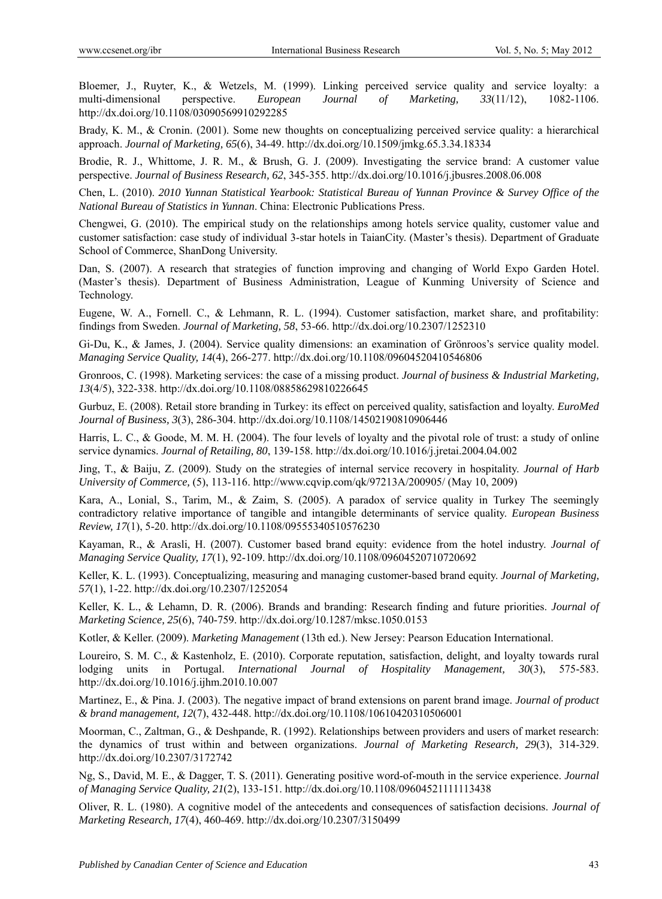Bloemer, J., Ruyter, K., & Wetzels, M. (1999). Linking perceived service quality and service loyalty: a multi-dimensional perspective. *European Journal of Marketing, 33*(11/12), 1082-1106. http://dx.doi.org/10.1108/03090569910292285

Brady, K. M., & Cronin. (2001). Some new thoughts on conceptualizing perceived service quality: a hierarchical approach. *Journal of Marketing, 65*(6), 34-49. http://dx.doi.org/10.1509/jmkg.65.3.34.18334

Brodie, R. J., Whittome, J. R. M., & Brush, G. J. (2009). Investigating the service brand: A customer value perspective. *Journal of Business Research, 62*, 345-355. http://dx.doi.org/10.1016/j.jbusres.2008.06.008

Chen, L. (2010). *2010 Yunnan Statistical Yearbook: Statistical Bureau of Yunnan Province & Survey Office of the National Bureau of Statistics in Yunnan*. China: Electronic Publications Press.

Chengwei, G. (2010). The empirical study on the relationships among hotels service quality, customer value and customer satisfaction: case study of individual 3-star hotels in TaianCity. (Master's thesis). Department of Graduate School of Commerce, ShanDong University.

Dan, S. (2007). A research that strategies of function improving and changing of World Expo Garden Hotel. (Master's thesis). Department of Business Administration, League of Kunming University of Science and Technology.

Eugene, W. A., Fornell. C., & Lehmann, R. L. (1994). Customer satisfaction, market share, and profitability: findings from Sweden. *Journal of Marketing, 58*, 53-66. http://dx.doi.org/10.2307/1252310

Gi-Du, K., & James, J. (2004). Service quality dimensions: an examination of Grönroos's service quality model. *Managing Service Quality, 14*(4), 266-277. http://dx.doi.org/10.1108/09604520410546806

Gronroos, C. (1998). Marketing services: the case of a missing product. *Journal of business & Industrial Marketing, 13*(4/5), 322-338. http://dx.doi.org/10.1108/08858629810226645

Gurbuz, E. (2008). Retail store branding in Turkey: its effect on perceived quality, satisfaction and loyalty. *EuroMed Journal of Business, 3*(3), 286-304. http://dx.doi.org/10.1108/14502190810906446

Harris, L. C., & Goode, M. M. H. (2004). The four levels of loyalty and the pivotal role of trust: a study of online service dynamics. *Journal of Retailing, 80*, 139-158. http://dx.doi.org/10.1016/j.jretai.2004.04.002

Jing, T., & Baiju, Z. (2009). Study on the strategies of internal service recovery in hospitality. *Journal of Harb University of Commerce,* (5), 113-116. http://www.cqvip.com/qk/97213A/200905/ (May 10, 2009)

Kara, A., Lonial, S., Tarim, M., & Zaim, S. (2005). A paradox of service quality in Turkey The seemingly contradictory relative importance of tangible and intangible determinants of service quality. *European Business Review, 17*(1), 5-20. http://dx.doi.org/10.1108/09555340510576230

Kayaman, R., & Arasli, H. (2007). Customer based brand equity: evidence from the hotel industry. *Journal of Managing Service Quality, 17*(1), 92-109. http://dx.doi.org/10.1108/09604520710720692

Keller, K. L. (1993). Conceptualizing, measuring and managing customer-based brand equity. *Journal of Marketing, 57*(1), 1-22. http://dx.doi.org/10.2307/1252054

Keller, K. L., & Lehamn, D. R. (2006). Brands and branding: Research finding and future priorities. *Journal of Marketing Science, 25*(6), 740-759. http://dx.doi.org/10.1287/mksc.1050.0153

Kotler, & Keller. (2009). *Marketing Management* (13th ed.). New Jersey: Pearson Education International.

Loureiro, S. M. C., & Kastenholz, E. (2010). Corporate reputation, satisfaction, delight, and loyalty towards rural lodging units in Portugal. *International Journal of Hospitality Management, 30*(3), 575-583. http://dx.doi.org/10.1016/j.ijhm.2010.10.007

Martinez, E., & Pina. J. (2003). The negative impact of brand extensions on parent brand image. *Journal of product & brand management, 12*(7), 432-448. http://dx.doi.org/10.1108/10610420310506001

Moorman, C., Zaltman, G., & Deshpande, R. (1992). Relationships between providers and users of market research: the dynamics of trust within and between organizations. *Journal of Marketing Research, 29*(3), 314-329. http://dx.doi.org/10.2307/3172742

Ng, S., David, M. E., & Dagger, T. S. (2011). Generating positive word-of-mouth in the service experience. *Journal of Managing Service Quality, 21*(2), 133-151. http://dx.doi.org/10.1108/09604521111113438

Oliver, R. L. (1980). A cognitive model of the antecedents and consequences of satisfaction decisions. *Journal of Marketing Research, 17*(4), 460-469. http://dx.doi.org/10.2307/3150499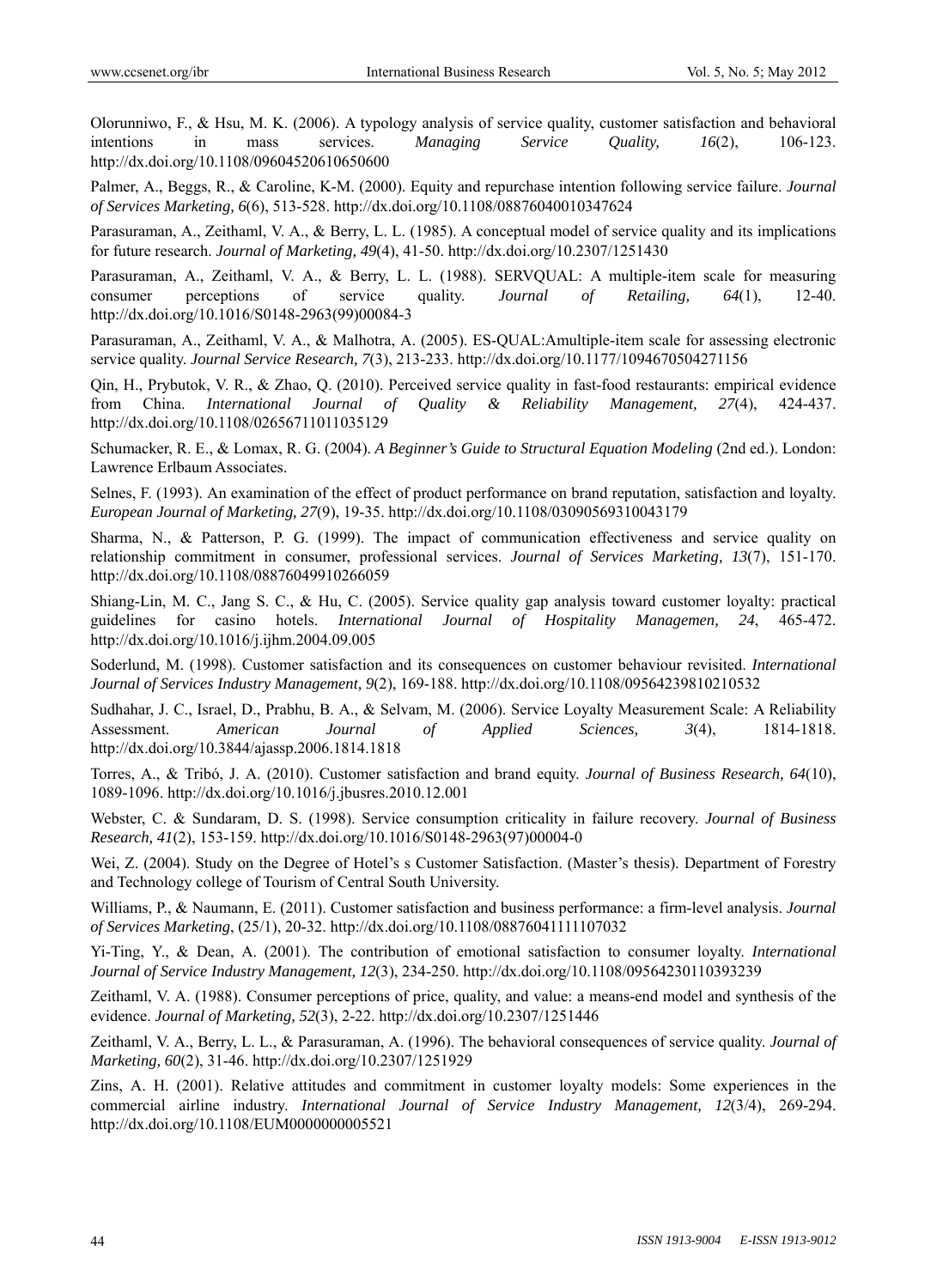Olorunniwo, F., & Hsu, M. K. (2006). A typology analysis of service quality, customer satisfaction and behavioral intentions in mass services. *Managing Service Quality, 16*(2), 106-123. http://dx.doi.org/10.1108/09604520610650600

Palmer, A., Beggs, R., & Caroline, K-M. (2000). Equity and repurchase intention following service failure. *Journal of Services Marketing, 6*(6), 513-528. http://dx.doi.org/10.1108/08876040010347624

Parasuraman, A., Zeithaml, V. A., & Berry, L. L. (1985). A conceptual model of service quality and its implications for future research. *Journal of Marketing, 49*(4), 41-50. http://dx.doi.org/10.2307/1251430

Parasuraman, A., Zeithaml, V. A., & Berry, L. L. (1988). SERVQUAL: A multiple-item scale for measuring consumer perceptions of service quality. *Journal of Retailing, 64*(1), 12-40. http://dx.doi.org/10.1016/S0148-2963(99)00084-3

Parasuraman, A., Zeithaml, V. A., & Malhotra, A. (2005). ES-QUAL:Amultiple-item scale for assessing electronic service quality. *Journal Service Research, 7*(3), 213-233. http://dx.doi.org/10.1177/1094670504271156

Qin, H., Prybutok, V. R., & Zhao, Q. (2010). Perceived service quality in fast-food restaurants: empirical evidence from China. *International Journal of Quality & Reliability Management, 27*(4), 424-437. http://dx.doi.org/10.1108/02656711011035129

Schumacker, R. E., & Lomax, R. G. (2004). *A Beginner's Guide to Structural Equation Modeling* (2nd ed.). London: Lawrence Erlbaum Associates.

Selnes, F. (1993). An examination of the effect of product performance on brand reputation, satisfaction and loyalty. *European Journal of Marketing, 27*(9), 19-35. http://dx.doi.org/10.1108/03090569310043179

Sharma, N., & Patterson, P. G. (1999). The impact of communication effectiveness and service quality on relationship commitment in consumer, professional services. *Journal of Services Marketing, 13*(7), 151-170. http://dx.doi.org/10.1108/08876049910266059

Shiang-Lin, M. C., Jang S. C., & Hu, C. (2005). Service quality gap analysis toward customer loyalty: practical guidelines for casino hotels. *International Journal of Hospitality Managemen, 24*, 465-472. http://dx.doi.org/10.1016/j.ijhm.2004.09.005

Soderlund, M. (1998). Customer satisfaction and its consequences on customer behaviour revisited. *International Journal of Services Industry Management, 9*(2), 169-188. http://dx.doi.org/10.1108/09564239810210532

Sudhahar, J. C., Israel, D., Prabhu, B. A., & Selvam, M. (2006). Service Loyalty Measurement Scale: A Reliability Assessment. *American Journal of Applied Sciences, 3*(4), 1814-1818. http://dx.doi.org/10.3844/ajassp.2006.1814.1818

Torres, A., & Tribó, J. A. (2010). Customer satisfaction and brand equity. *Journal of Business Research, 64*(10), 1089-1096. http://dx.doi.org/10.1016/j.jbusres.2010.12.001

Webster, C. & Sundaram, D. S. (1998). Service consumption criticality in failure recovery. *Journal of Business Research, 41*(2), 153-159. http://dx.doi.org/10.1016/S0148-2963(97)00004-0

Wei, Z. (2004). Study on the Degree of Hotel's s Customer Satisfaction. (Master's thesis). Department of Forestry and Technology college of Tourism of Central South University.

Williams, P., & Naumann, E. (2011). Customer satisfaction and business performance: a firm-level analysis. *Journal of Services Marketing*, (25/1), 20-32. http://dx.doi.org/10.1108/08876041111107032

Yi-Ting, Y., & Dean, A. (2001). The contribution of emotional satisfaction to consumer loyalty. *International Journal of Service Industry Management, 12*(3), 234-250. http://dx.doi.org/10.1108/09564230110393239

Zeithaml, V. A. (1988). Consumer perceptions of price, quality, and value: a means-end model and synthesis of the evidence. *Journal of Marketing, 52*(3), 2-22. http://dx.doi.org/10.2307/1251446

Zeithaml, V. A., Berry, L. L., & Parasuraman, A. (1996). The behavioral consequences of service quality. *Journal of Marketing, 60*(2), 31-46. http://dx.doi.org/10.2307/1251929

Zins, A. H. (2001). Relative attitudes and commitment in customer loyalty models: Some experiences in the commercial airline industry. *International Journal of Service Industry Management, 12*(3/4), 269-294. http://dx.doi.org/10.1108/EUM0000000005521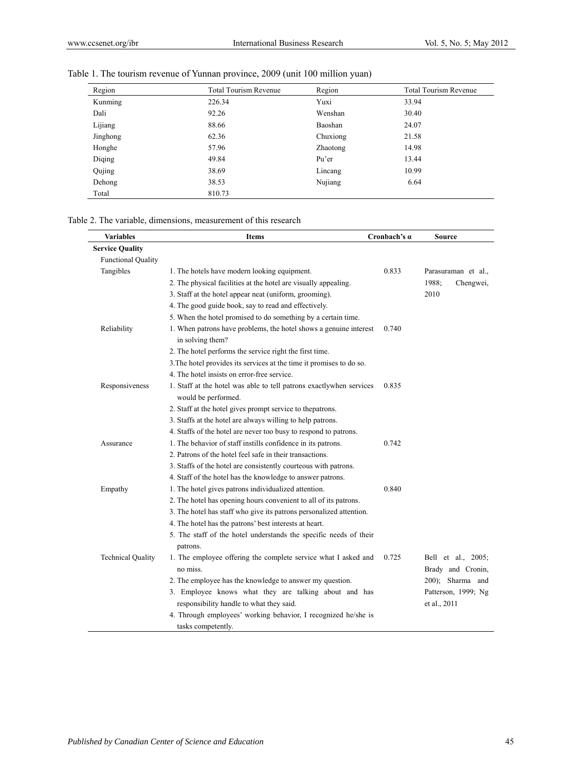Table 1. The tourism revenue of Yunnan province, 2009 (unit 100 million yuan)

| Region | Total Tourism Revenue | Region | Total Tourism Revenue |
|---|---|---|---|
| Kunming | 226.34 | Yuxi | 33.94 |
| Dali | 92.26 | Wenshan | 30.40 |
| Lijiang | 88.66 | Baoshan | 24.07 |
| Jinghong | 62.36 | Chuxiong | 21.58 |
| Honghe | 57.96 | Zhaotong | 14.98 |
| Diqing | 49.84 | Pu'er | 13.44 |
| Qujing | 38.69 | Lincang | 10.99 |
| Dehong | 38.53 | Nujiang | 6.64 |
| Total | 810.73 | | |

Table 2. The variable, dimensions, measurement of this research

| Variables | Items | Cronbach's α | Source |
|---|---|---|---|
| **Service Quality** | | | |
| Functional Quality | | | |
| Tangibles | 1. The hotels have modern looking equipment. | 0.833 | Parasuraman et al., 1988; Chengwei, 2010 |
| | 2. The physical facilities at the hotel are visually appealing. | | |
| | 3. Staff at the hotel appear neat (uniform, grooming). | | |
| | 4. The good guide book, say to read and effectively. | | |
| | 5. When the hotel promised to do something by a certain time. | | |
| Reliability | 1. When patrons have problems, the hotel shows a genuine interest in solving them? | 0.740 | |
| | 2. The hotel performs the service right the first time. | | |
| | 3.The hotel provides its services at the time it promises to do so. | | |
| | 4. The hotel insists on error-free service. | | |
| Responsiveness | 1. Staff at the hotel was able to tell patrons exactlywhen services would be performed. | 0.835 | |
| | 2. Staff at the hotel gives prompt service to thepatrons. | | |
| | 3. Staffs at the hotel are always willing to help patrons. | | |
| | 4. Staffs of the hotel are never too busy to respond to patrons. | | |
| Assurance | 1. The behavior of staff instills confidence in its patrons. | 0.742 | |
| | 2. Patrons of the hotel feel safe in their transactions. | | |
| | 3. Staffs of the hotel are consistently courteous with patrons. | | |
| | 4. Staff of the hotel has the knowledge to answer patrons. | | |
| Empathy | 1. The hotel gives patrons individualized attention. | 0.840 | |
| | 2. The hotel has opening hours convenient to all of its patrons. | | |
| | 3. The hotel has staff who give its patrons personalized attention. | | |
| | 4. The hotel has the patrons' best interests at heart. | | |
| | 5. The staff of the hotel understands the specific needs of their patrons. | | |
| Technical Quality | 1. The employee offering the complete service what I asked and no miss. | 0.725 | Bell et al., 2005; Brady and Cronin, 200); Sharma and Patterson, 1999; Ng et al., 2011 |
| | 2. The employee has the knowledge to answer my question. | | |
| | 3. Employee knows what they are talking about and has responsibility handle to what they said. | | |
| | 4. Through employees' working behavior, I recognized he/she is tasks competently. | | |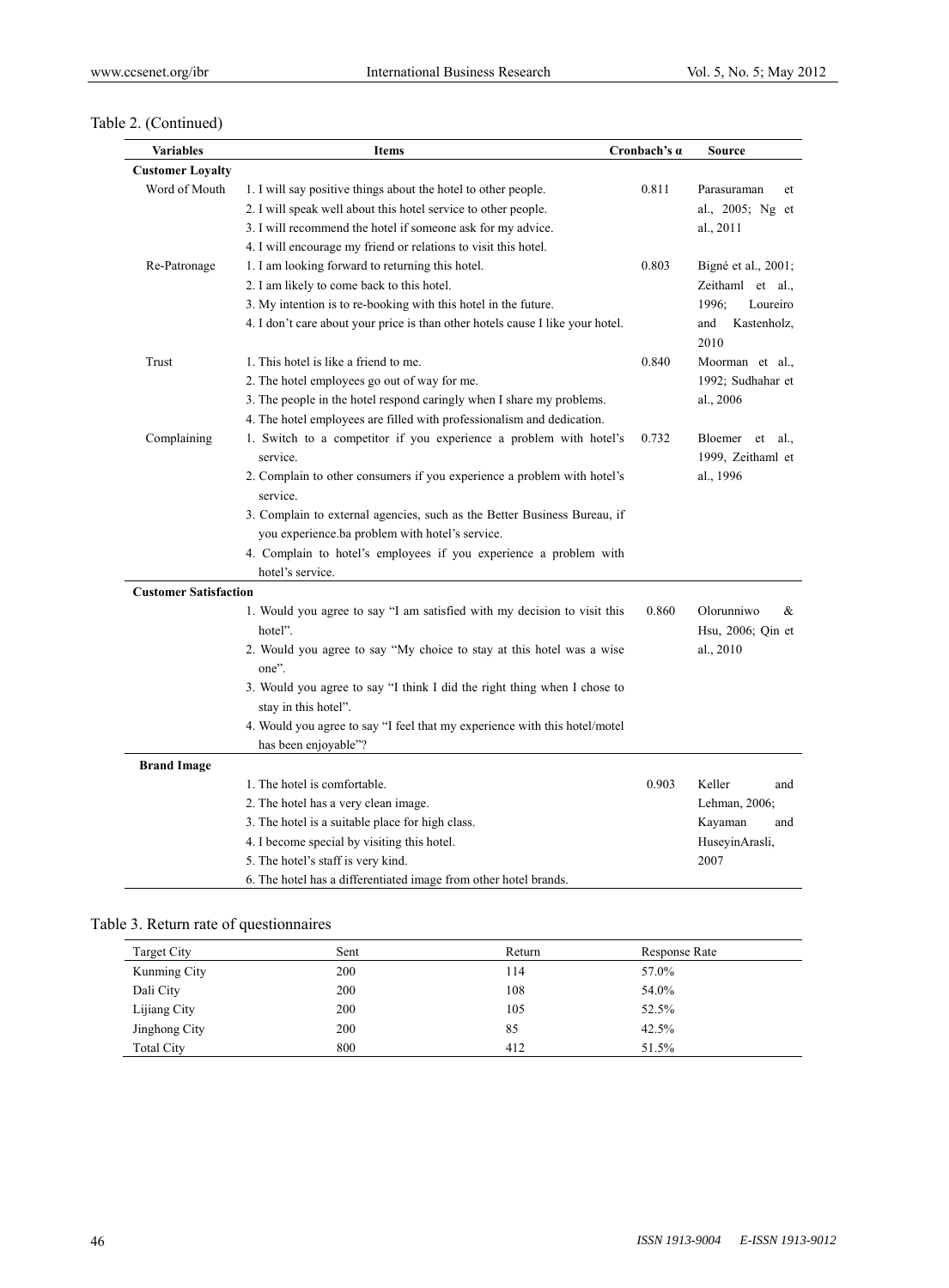Table 2. (Continued)

| Variables | Items | Cronbach's α | Source |
|---|---|---|---|
| **Customer Loyalty** | | | |
| Word of Mouth | 1. I will say positive things about the hotel to other people.<br>2. I will speak well about this hotel service to other people.<br>3. I will recommend the hotel if someone ask for my advice.<br>4. I will encourage my friend or relations to visit this hotel. | 0.811 | Parasuraman et al., 2005; Ng et al., 2011 |
| Re-Patronage | 1. I am looking forward to returning this hotel.<br>2. I am likely to come back to this hotel.<br>3. My intention is to re-booking with this hotel in the future.<br>4. I don't care about your price is than other hotels cause I like your hotel. | 0.803 | Bigné et al., 2001; Zeithaml et al., 1996; Loureiro and Kastenholz, 2010 |
| Trust | 1. This hotel is like a friend to me.<br>2. The hotel employees go out of way for me.<br>3. The people in the hotel respond caringly when I share my problems.<br>4. The hotel employees are filled with professionalism and dedication. | 0.840 | Moorman et al., 1992; Sudhahar et al., 2006 |
| Complaining | 1. Switch to a competitor if you experience a problem with hotel's service.<br>2. Complain to other consumers if you experience a problem with hotel's service.<br>3. Complain to external agencies, such as the Better Business Bureau, if you experience.ba problem with hotel's service.<br>4. Complain to hotel's employees if you experience a problem with hotel's service. | 0.732 | Bloemer et al., 1999, Zeithaml et al., 1996 |
| **Customer Satisfaction** | | | |
| | 1. Would you agree to say "I am satisfied with my decision to visit this hotel".<br>2. Would you agree to say "My choice to stay at this hotel was a wise one".<br>3. Would you agree to say "I think I did the right thing when I chose to stay in this hotel".<br>4. Would you agree to say "I feel that my experience with this hotel/motel has been enjoyable"? | 0.860 | Olorunniwo & Hsu, 2006; Qin et al., 2010 |
| **Brand Image** | | | |
| | 1. The hotel is comfortable.<br>2. The hotel has a very clean image.<br>3. The hotel is a suitable place for high class.<br>4. I become special by visiting this hotel.<br>5. The hotel's staff is very kind.<br>6. The hotel has a differentiated image from other hotel brands. | 0.903 | Keller and Lehman, 2006; Kayaman and HuseyinArasli, 2007 |

Table 3. Return rate of questionnaires

| Target City | Sent | Return | Response Rate |
|---|---|---|---|
| Kunming City | 200 | 114 | 57.0% |
| Dali City | 200 | 108 | 54.0% |
| Lijiang City | 200 | 105 | 52.5% |
| Jinghong City | 200 | 85 | 42.5% |
| Total City | 800 | 412 | 51.5% |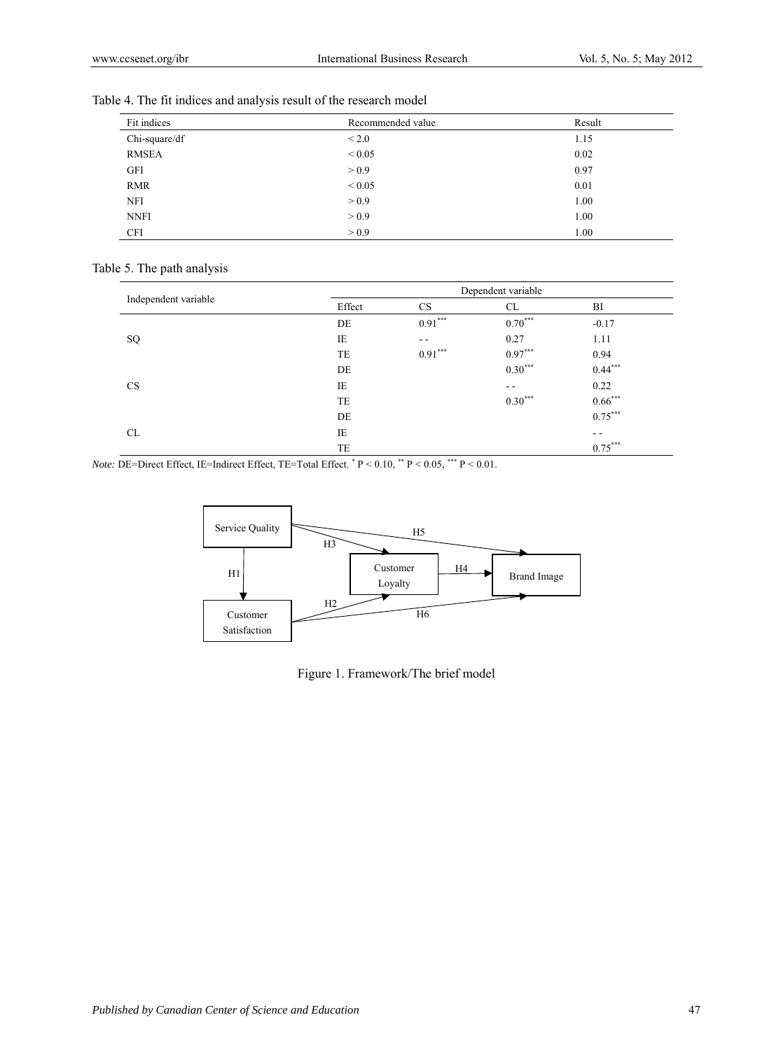Table 4. The fit indices and analysis result of the research model

| Fit indices | Recommended value | Result |
|---|---|---|
| Chi-square/df | < 2.0 | 1.15 |
| RMSEA | < 0.05 | 0.02 |
| GFI | > 0.9 | 0.97 |
| RMR | < 0.05 | 0.01 |
| NFI | > 0.9 | 1.00 |
| NNFI | > 0.9 | 1.00 |
| CFI | > 0.9 | 1.00 |

Table 5. The path analysis

| Independent variable | Dependent variable | | | |
|---|---|---|---|---|
| | Effect | CS | CL | BI |
| SQ | DE | $0.91^{***}$ | $0.70^{***}$ | -0.17 |
| | IE | - - | 0.27 | 1.11 |
| | TE | $0.91^{***}$ | $0.97^{***}$ | 0.94 |
| CS | DE | | $0.30^{***}$ | $0.44^{***}$ |
| | IE | | - - | 0.22 |
| | TE | | $0.30^{***}$ | $0.66^{***}$ |
| CL | DE | | | $0.75^{***}$ |
| | IE | | | - - |
| | TE | | | $0.75^{***}$ |

*Note:* DE=Direct Effect, IE=Indirect Effect, TE=Total Effect. $^{*}$ $P < 0.10$, $^{**}$ $P < 0.05$, $^{***}$ $P < 0.01$.

Service Quality → (H1) Customer Satisfaction; Service Quality → (H3) Customer Loyalty; Service Quality → (H5) Brand Image; Customer Satisfaction → (H2) Customer Loyalty; Customer Loyalty → (H4) Brand Image; Customer Satisfaction → (H6) Brand Image

Figure 1. Framework/The brief model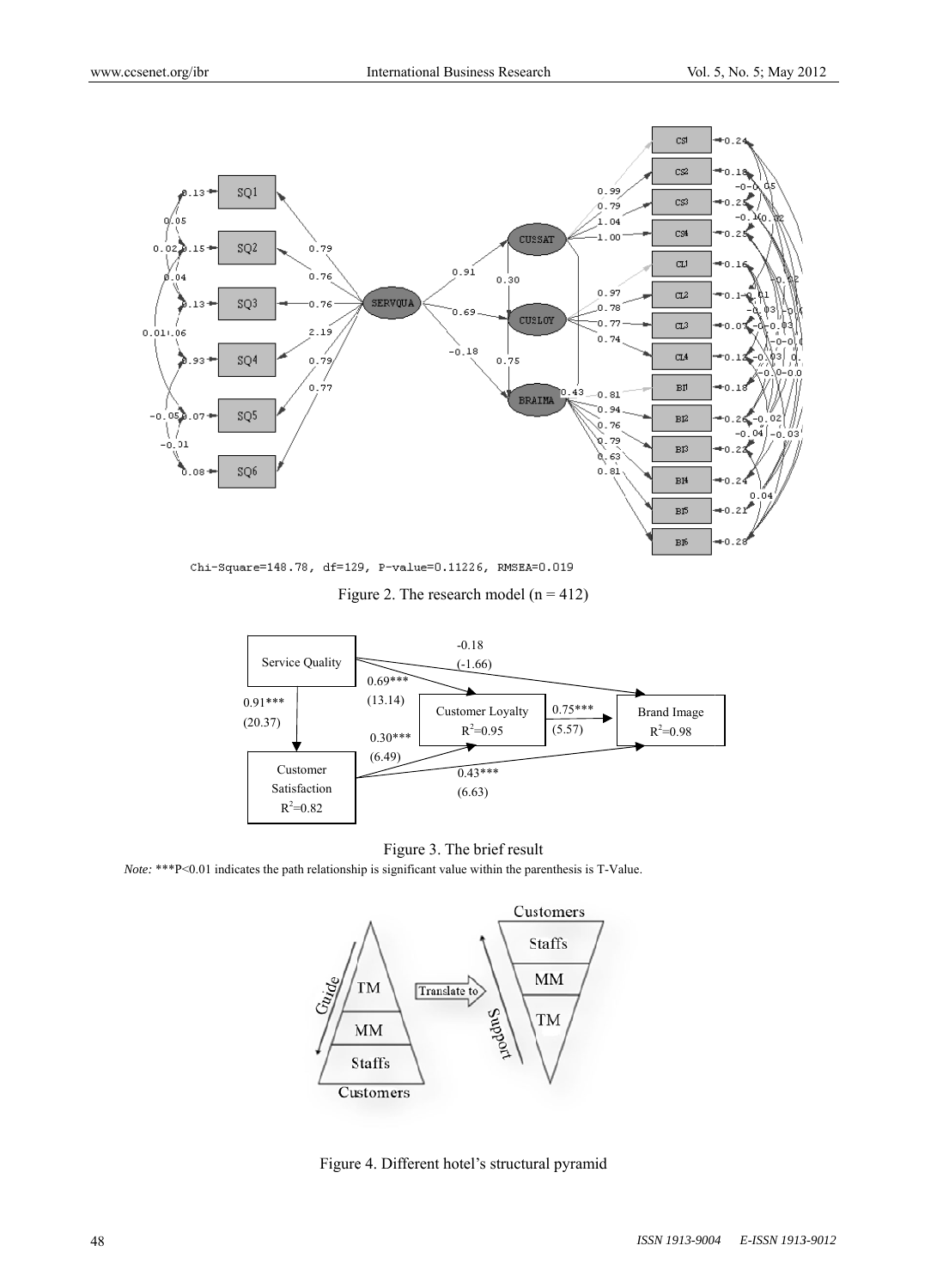Chi-Square=148.78, df=129, P-value=0.11226, RMSEA=0.019

Figure 2. The research model (n = 412)

Service Quality

Customer Satisfaction

$R^2$=0.82

Customer Loyalty

$R^2$=0.95

Brand Image

$R^2$=0.98

-0.18

(-1.66)

0.69***

(13.14)

0.91***

(20.37)

0.30***

(6.49)

0.75***

(5.57)

0.43***

(6.63)

Figure 3. The brief result

*Note:* ***P<0.01 indicates the path relationship is significant value within the parenthesis is T-Value.

Guide

TM

MM

Staffs

Customers

Translate to

Customers

Staffs

MM

TM

Support

Figure 4. Different hotel's structural pyramid